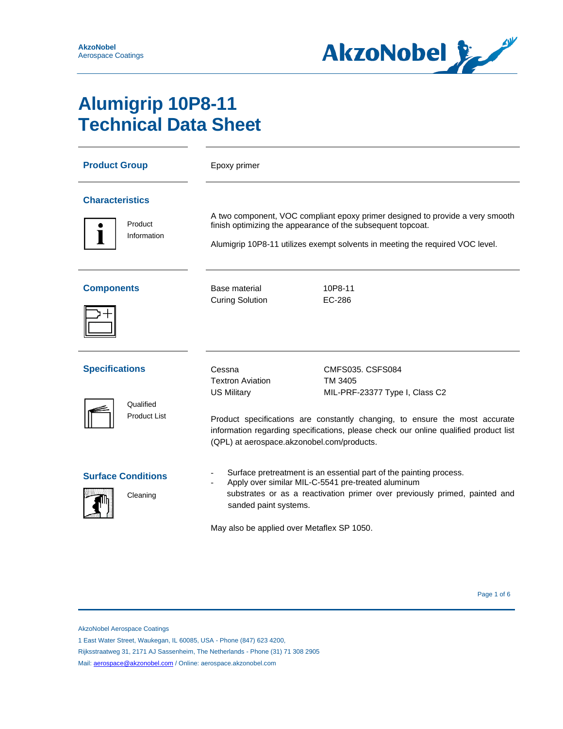# Alumigrip 10P8-11
# Technical Data Sheet

## Product Group

Epoxy primer

## Characteristics

Product Information

A two component, VOC compliant epoxy primer designed to provide a very smooth finish optimizing the appearance of the subsequent topcoat.

Alumigrip 10P8-11 utilizes exempt solvents in meeting the required VOC level.

## Components

| | |
|---|---|
| Base material | 10P8-11 |
| Curing Solution | EC-286 |

## Specifications

Qualified Product List

| | |
|---|---|
| Cessna | CMFS035. CSFS084 |
| Textron Aviation | TM 3405 |
| US Military | MIL-PRF-23377 Type I, Class C2 |

Product specifications are constantly changing, to ensure the most accurate information regarding specifications, please check our online qualified product list (QPL) at aerospace.akzonobel.com/products.

## Surface Conditions

Cleaning

- Surface pretreatment is an essential part of the painting process.
- Apply over similar MIL-C-5541 pre-treated aluminum substrates or as a reactivation primer over previously primed, painted and sanded paint systems.

May also be applied over Metaflex SP 1050.

AkzoNobel Aerospace Coatings
1 East Water Street, Waukegan, IL 60085, USA - Phone (847) 623 4200,
Rijksstraatweg 31, 2171 AJ Sassenheim, The Netherlands - Phone (31) 71 308 2905
Mail: aerospace@akzonobel.com / Online: aerospace.akzonobel.com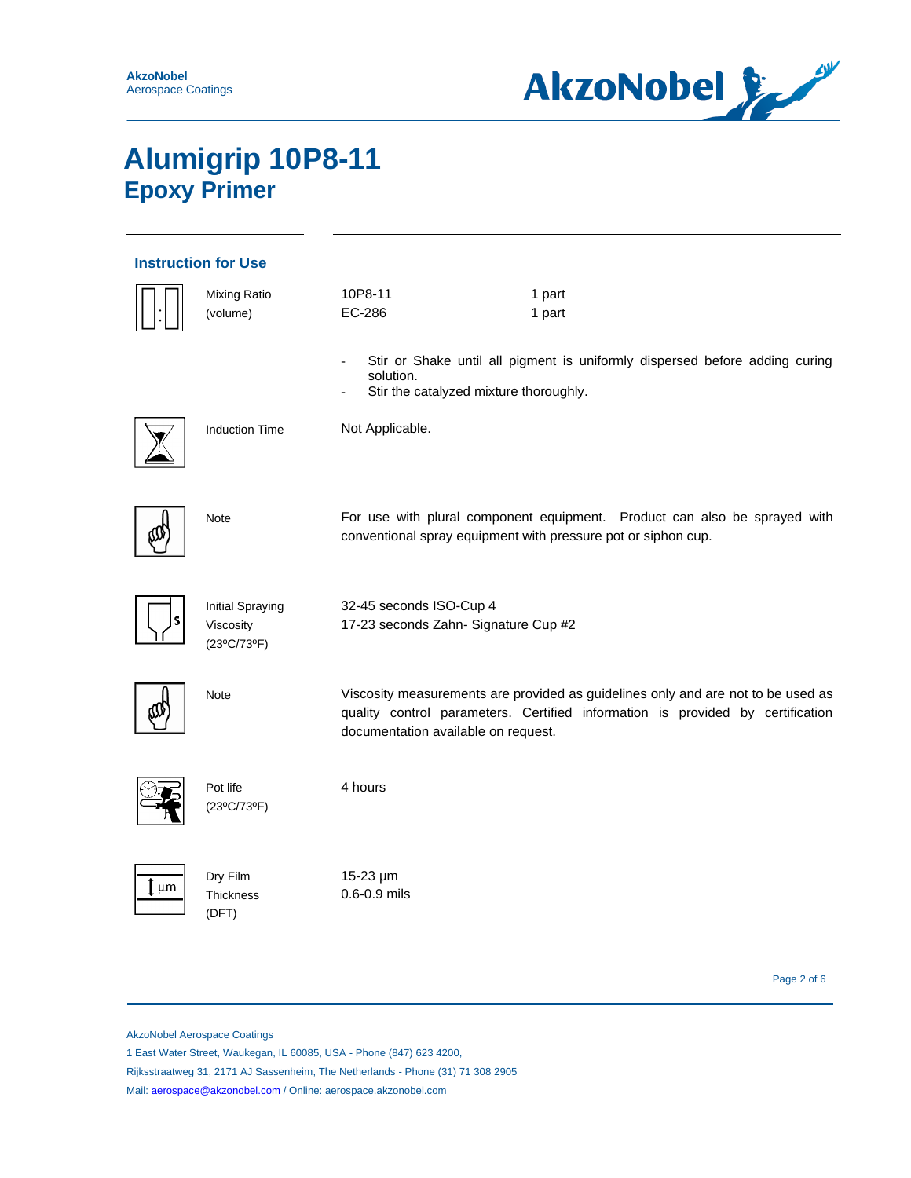# Alumigrip 10P8-11

## Epoxy Primer

### Instruction for Use

| | | |
|---|---|---|
| Mixing Ratio (volume) | 10P8-11 | 1 part |
| | EC-286 | 1 part |

- Stir or Shake until all pigment is uniformly dispersed before adding curing solution.
- Stir the catalyzed mixture thoroughly.

**Induction Time**
Not Applicable.

**Note**
For use with plural component equipment. Product can also be sprayed with conventional spray equipment with pressure pot or siphon cup.

**Initial Spraying Viscosity (23ºC/73ºF)**
32-45 seconds ISO-Cup 4
17-23 seconds Zahn- Signature Cup #2

**Note**
Viscosity measurements are provided as guidelines only and are not to be used as quality control parameters. Certified information is provided by certification documentation available on request.

**Pot life (23ºC/73ºF)**
4 hours

**Dry Film Thickness (DFT)**
15-23 µm
0.6-0.9 mils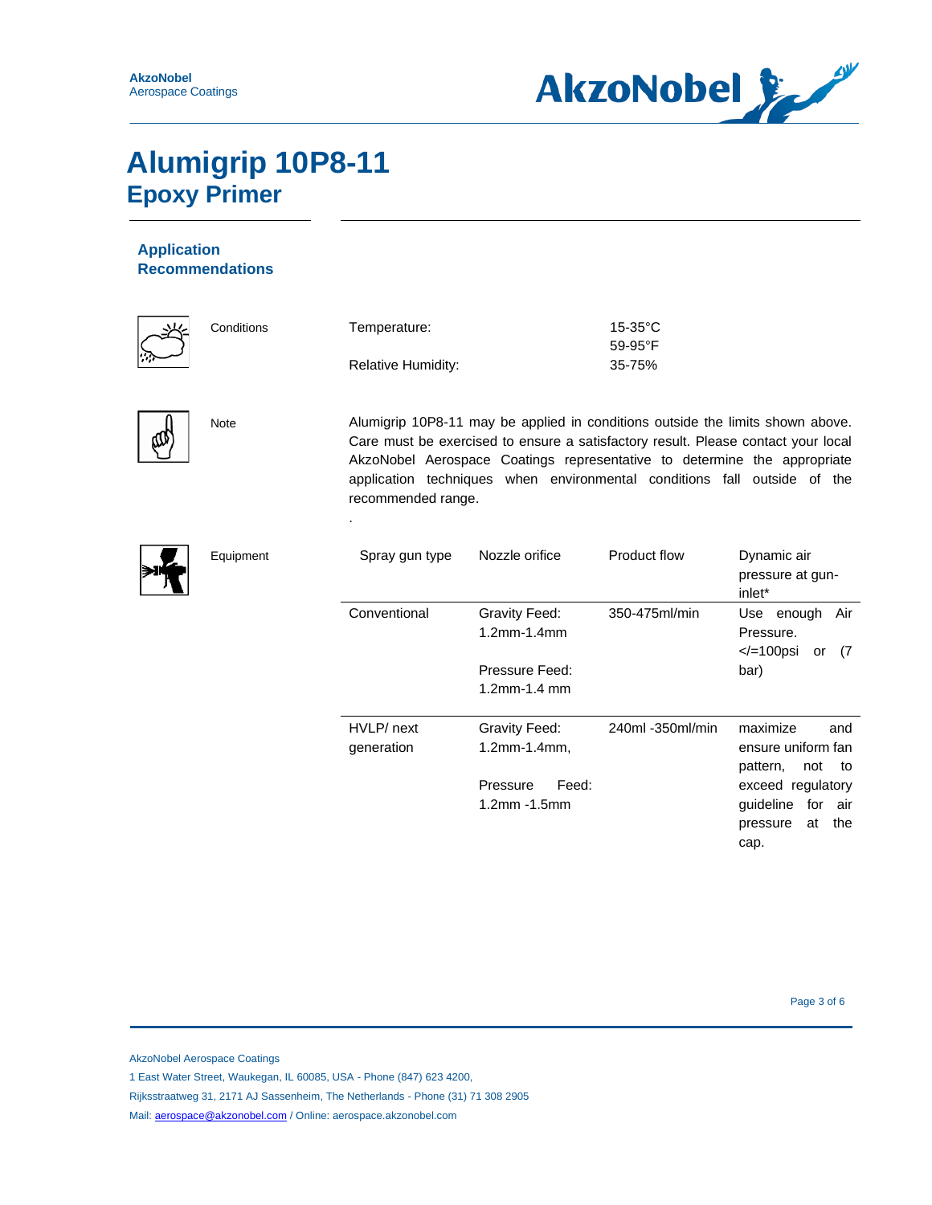# Alumigrip 10P8-11

## Epoxy Primer

### Application Recommendations

**Conditions**

| | |
|---|---|
| Temperature: | 15-35°C<br>59-95°F |
| Relative Humidity: | 35-75% |

**Note**

Alumigrip 10P8-11 may be applied in conditions outside the limits shown above. Care must be exercised to ensure a satisfactory result. Please contact your local AkzoNobel Aerospace Coatings representative to determine the appropriate application techniques when environmental conditions fall outside of the recommended range.

.

**Equipment**

| Spray gun type | Nozzle orifice | Product flow | Dynamic air pressure at gun-inlet* |
|---|---|---|---|
| Conventional | Gravity Feed: 1.2mm-1.4mm<br><br>Pressure Feed: 1.2mm-1.4 mm | 350-475ml/min | Use enough Air Pressure. </=100psi or (7 bar) |
| HVLP/ next generation | Gravity Feed: 1.2mm-1.4mm,<br><br>Pressure Feed: 1.2mm -1.5mm | 240ml -350ml/min | maximize and ensure uniform fan pattern, not to exceed regulatory guideline for air pressure at the cap. |

AkzoNobel Aerospace Coatings

1 East Water Street, Waukegan, IL 60085, USA - Phone (847) 623 4200,

Rijksstraatweg 31, 2171 AJ Sassenheim, The Netherlands - Phone (31) 71 308 2905

Mail: aerospace@akzonobel.com / Online: aerospace.akzonobel.com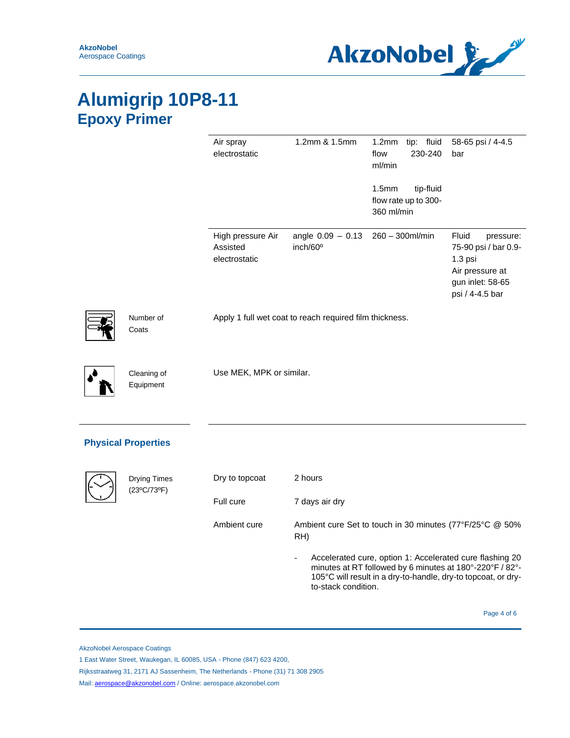# Alumigrip 10P8-11

## Epoxy Primer

| | | | |
|---|---|---|---|
| Air spray electrostatic | 1.2mm & 1.5mm | 1.2mm tip: fluid flow 230-240 ml/min<br><br>1.5mm tip-fluid flow rate up to 300-360 ml/min | 58-65 psi / 4-4.5 bar |
| High pressure Air Assisted electrostatic | angle 0.09 – 0.13 inch/60º | 260 – 300ml/min | Fluid pressure: 75-90 psi / bar 0.9-1.3 psi<br>Air pressure at gun inlet: 58-65 psi / 4-4.5 bar |

**Number of Coats**

Apply 1 full wet coat to reach required film thickness.

**Cleaning of Equipment**

Use MEK, MPK or similar.

## Physical Properties

**Drying Times (23ºC/73ºF)**

| | |
|---|---|
| Dry to topcoat | 2 hours |
| Full cure | 7 days air dry |
| Ambient cure | Ambient cure Set to touch in 30 minutes (77°F/25°C @ 50% RH) |

- Accelerated cure, option 1: Accelerated cure flashing 20 minutes at RT followed by 6 minutes at 180°-220°F / 82°-105°C will result in a dry-to-handle, dry-to topcoat, or dry-to-stack condition.

AkzoNobel Aerospace Coatings
1 East Water Street, Waukegan, IL 60085, USA - Phone (847) 623 4200,
Rijksstraatweg 31, 2171 AJ Sassenheim, The Netherlands - Phone (31) 71 308 2905
Mail: aerospace@akzonobel.com / Online: aerospace.akzonobel.com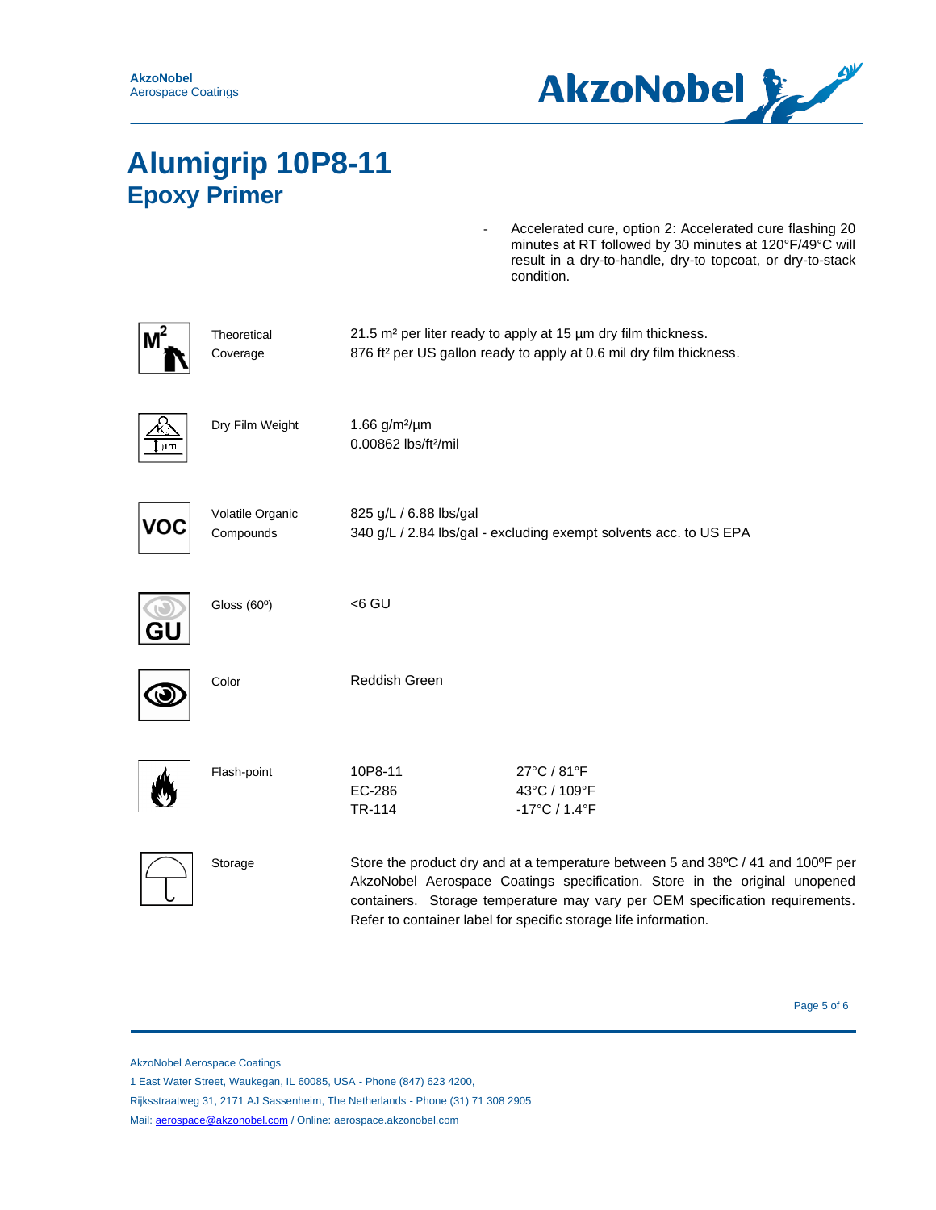# Alumigrip 10P8-11

## Epoxy Primer

- Accelerated cure, option 2: Accelerated cure flashing 20 minutes at RT followed by 30 minutes at 120°F/49°C will result in a dry-to-handle, dry-to topcoat, or dry-to-stack condition.

| | | |
|---|---|---|
| Theoretical Coverage | 21.5 m² per liter ready to apply at 15 µm dry film thickness.<br>876 ft² per US gallon ready to apply at 0.6 mil dry film thickness. | |
| Dry Film Weight | 1.66 g/m²/µm<br>0.00862 lbs/ft²/mil | |
| Volatile Organic Compounds | 825 g/L / 6.88 lbs/gal<br>340 g/L / 2.84 lbs/gal - excluding exempt solvents acc. to US EPA | |
| Gloss (60º) | <6 GU | |
| Color | Reddish Green | |
| Flash-point | 10P8-11<br>EC-286<br>TR-114 | 27°C / 81°F<br>43°C / 109°F<br>-17°C / 1.4°F |
| Storage | Store the product dry and at a temperature between 5 and 38ºC / 41 and 100ºF per AkzoNobel Aerospace Coatings specification. Store in the original unopened containers. Storage temperature may vary per OEM specification requirements. Refer to container label for specific storage life information. | |

AkzoNobel Aerospace Coatings
1 East Water Street, Waukegan, IL 60085, USA - Phone (847) 623 4200,
Rijksstraatweg 31, 2171 AJ Sassenheim, The Netherlands - Phone (31) 71 308 2905
Mail: aerospace@akzonobel.com / Online: aerospace.akzonobel.com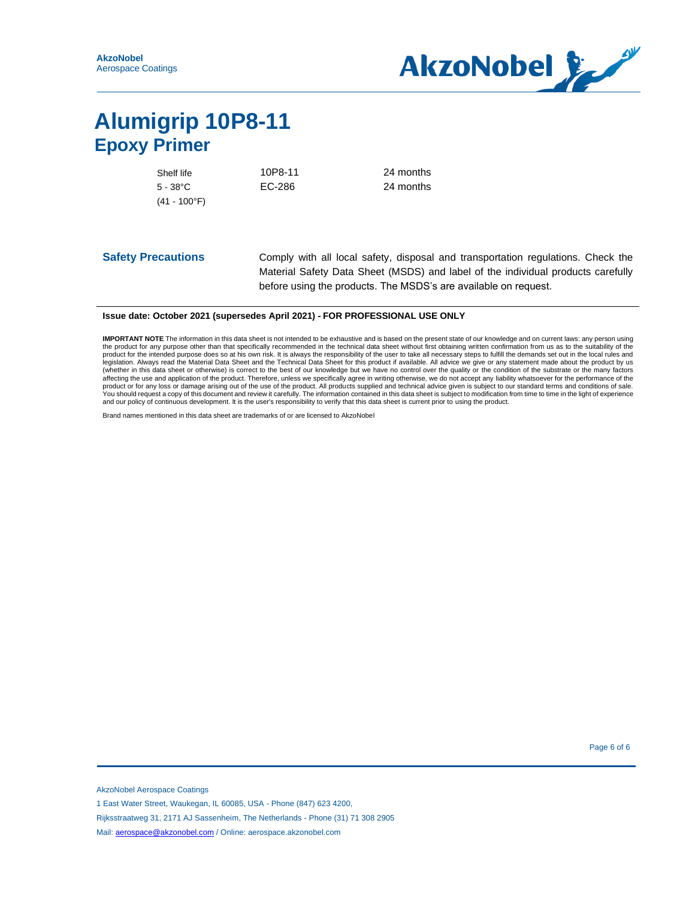# Alumigrip 10P8-11

## Epoxy Primer

| | | |
|---|---|---|
| Shelf life | 10P8-11 | 24 months |
| 5 - 38°C | EC-286 | 24 months |
| (41 - 100°F) | | |

**Safety Precautions**

Comply with all local safety, disposal and transportation regulations. Check the Material Safety Data Sheet (MSDS) and label of the individual products carefully before using the products. The MSDS's are available on request.

**Issue date: October 2021 (supersedes April 2021) - FOR PROFESSIONAL USE ONLY**

**IMPORTANT NOTE** The information in this data sheet is not intended to be exhaustive and is based on the present state of our knowledge and on current laws: any person using the product for any purpose other than that specifically recommended in the technical data sheet without first obtaining written confirmation from us as to the suitability of the product for the intended purpose does so at his own risk. It is always the responsibility of the user to take all necessary steps to fulfill the demands set out in the local rules and legislation. Always read the Material Data Sheet and the Technical Data Sheet for this product if available. All advice we give or any statement made about the product by us (whether in this data sheet or otherwise) is correct to the best of our knowledge but we have no control over the quality or the condition of the substrate or the many factors affecting the use and application of the product. Therefore, unless we specifically agree in writing otherwise, we do not accept any liability whatsoever for the performance of the product or for any loss or damage arising out of the use of the product. All products supplied and technical advice given is subject to our standard terms and conditions of sale. You should request a copy of this document and review it carefully. The information contained in this data sheet is subject to modification from time to time in the light of experience and our policy of continuous development. It is the user's responsibility to verify that this data sheet is current prior to using the product.

Brand names mentioned in this data sheet are trademarks of or are licensed to AkzoNobel

AkzoNobel Aerospace Coatings

1 East Water Street, Waukegan, IL 60085, USA - Phone (847) 623 4200,

Rijksstraatweg 31, 2171 AJ Sassenheim, The Netherlands - Phone (31) 71 308 2905

Mail: aerospace@akzonobel.com / Online: aerospace.akzonobel.com